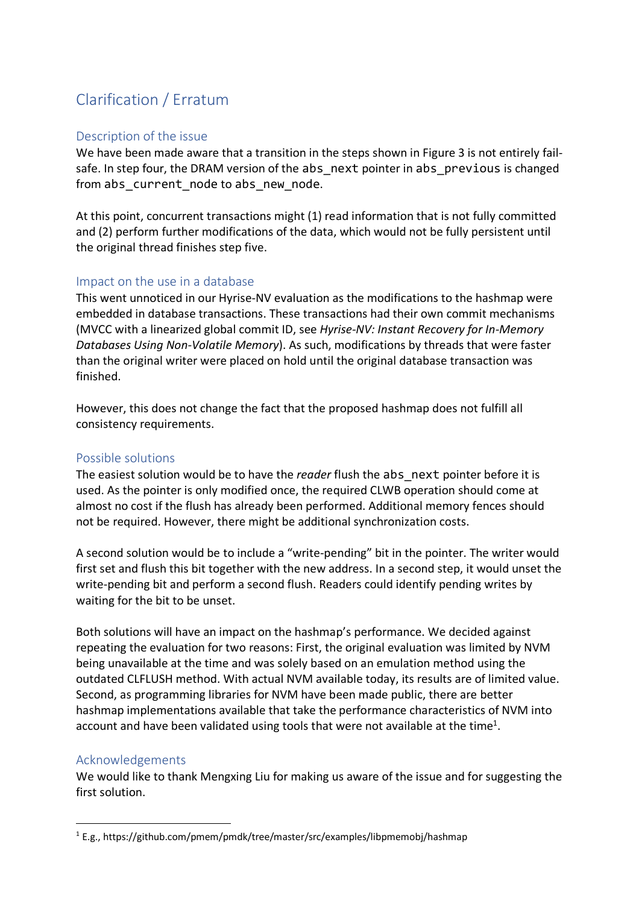# Clarification / Erratum

## Description of the issue

We have been made aware that a transition in the steps shown in Figure 3 is not entirely fail-safe. In step four, the DRAM version of the `abs_next` pointer in `abs_previous` is changed from `abs_current_node` to `abs_new_node`.

At this point, concurrent transactions might (1) read information that is not fully committed and (2) perform further modifications of the data, which would not be fully persistent until the original thread finishes step five.

## Impact on the use in a database

This went unnoticed in our Hyrise-NV evaluation as the modifications to the hashmap were embedded in database transactions. These transactions had their own commit mechanisms (MVCC with a linearized global commit ID, see *Hyrise-NV: Instant Recovery for In-Memory Databases Using Non-Volatile Memory*). As such, modifications by threads that were faster than the original writer were placed on hold until the original database transaction was finished.

However, this does not change the fact that the proposed hashmap does not fulfill all consistency requirements.

## Possible solutions

The easiest solution would be to have the *reader* flush the `abs_next` pointer before it is used. As the pointer is only modified once, the required CLWB operation should come at almost no cost if the flush has already been performed. Additional memory fences should not be required. However, there might be additional synchronization costs.

A second solution would be to include a "write-pending" bit in the pointer. The writer would first set and flush this bit together with the new address. In a second step, it would unset the write-pending bit and perform a second flush. Readers could identify pending writes by waiting for the bit to be unset.

Both solutions will have an impact on the hashmap's performance. We decided against repeating the evaluation for two reasons: First, the original evaluation was limited by NVM being unavailable at the time and was solely based on an emulation method using the outdated CLFLUSH method. With actual NVM available today, its results are of limited value. Second, as programming libraries for NVM have been made public, there are better hashmap implementations available that take the performance characteristics of NVM into account and have been validated using tools that were not available at the time[1].

## Acknowledgements

We would like to thank Mengxing Liu for making us aware of the issue and for suggesting the first solution.

---

[1] E.g., https://github.com/pmem/pmdk/tree/master/src/examples/libpmemobj/hashmap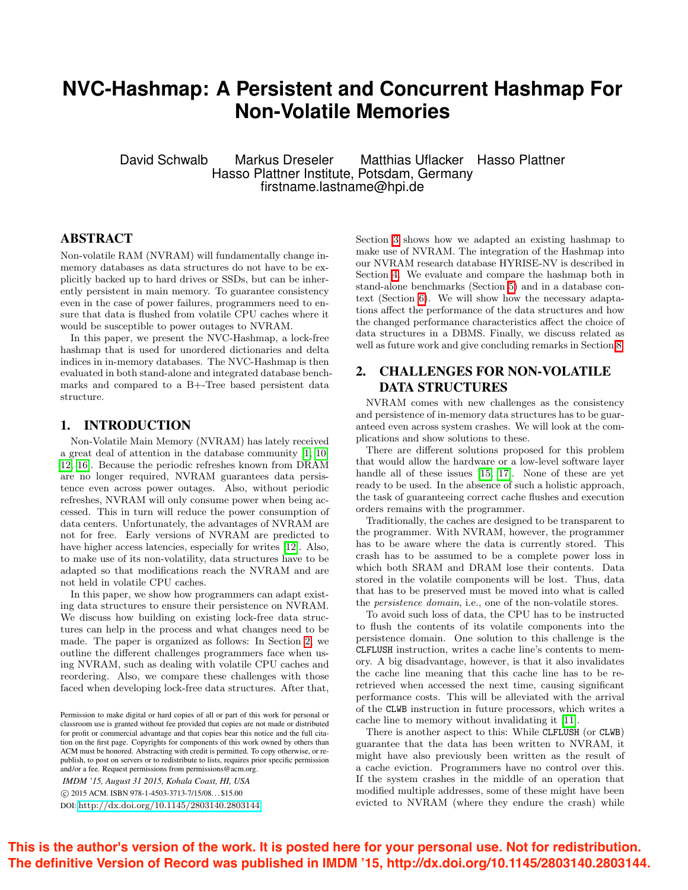# NVC-Hashmap: A Persistent and Concurrent Hashmap For Non-Volatile Memories

David Schwalb Markus Dreseler Matthias Uflacker Hasso Plattner
Hasso Plattner Institute, Potsdam, Germany
firstname.lastname@hpi.de

## ABSTRACT

Non-volatile RAM (NVRAM) will fundamentally change in-memory databases as data structures do not have to be explicitly backed up to hard drives or SSDs, but can be inherently persistent in main memory. To guarantee consistency even in the case of power failures, programmers need to ensure that data is flushed from volatile CPU caches where it would be susceptible to power outages to NVRAM.

In this paper, we present the NVC-Hashmap, a lock-free hashmap that is used for unordered dictionaries and delta indices in in-memory databases. The NVC-Hashmap is then evaluated in both stand-alone and integrated database benchmarks and compared to a B+-Tree based persistent data structure.

## 1. INTRODUCTION

Non-Volatile Main Memory (NVRAM) has lately received a great deal of attention in the database community [1, 10, 12, 16]. Because the periodic refreshes known from DRAM are no longer required, NVRAM guarantees data persistence even across power outages. Also, without periodic refreshes, NVRAM will only consume power when being accessed. This in turn will reduce the power consumption of data centers. Unfortunately, the advantages of NVRAM are not for free. Early versions of NVRAM are predicted to have higher access latencies, especially for writes [12]. Also, to make use of its non-volatility, data structures have to be adapted so that modifications reach the NVRAM and are not held in volatile CPU caches.

In this paper, we show how programmers can adapt existing data structures to ensure their persistence on NVRAM. We discuss how building on existing lock-free data structures can help in the process and what changes need to be made. The paper is organized as follows: In Section 2, we outline the different challenges programmers face when using NVRAM, such as dealing with volatile CPU caches and reordering. Also, we compare these challenges with those faced when developing lock-free data structures. After that, Section 3 shows how we adapted an existing hashmap to make use of NVRAM. The integration of the Hashmap into our NVRAM research database HYRISE-NV is described in Section 4. We evaluate and compare the hashmap both in stand-alone benchmarks (Section 5) and in a database context (Section 6). We will show how the necessary adaptations affect the performance of the data structures and how the changed performance characteristics affect the choice of data structures in a DBMS. Finally, we discuss related as well as future work and give concluding remarks in Section 8.

## 2. CHALLENGES FOR NON-VOLATILE DATA STRUCTURES

NVRAM comes with new challenges as the consistency and persistence of in-memory data structures has to be guaranteed even across system crashes. We will look at the complications and show solutions to these.

There are different solutions proposed for this problem that would allow the hardware or a low-level software layer handle all of these issues [15, 17]. None of these are yet ready to be used. In the absence of such a holistic approach, the task of guaranteeing correct cache flushes and execution orders remains with the programmer.

Traditionally, the caches are designed to be transparent to the programmer. With NVRAM, however, the programmer has to be aware where the data is currently stored. This crash has to be assumed to be a complete power loss in which both SRAM and DRAM lose their contents. Data stored in the volatile components will be lost. Thus, data that has to be preserved must be moved into what is called the *persistence domain*, i.e., one of the non-volatile stores.

To avoid such loss of data, the CPU has to be instructed to flush the contents of its volatile components into the persistence domain. One solution to this challenge is the `CLFLUSH` instruction, writes a cache line's contents to memory. A big disadvantage, however, is that it also invalidates the cache line meaning that this cache line has to be re-retrieved when accessed the next time, causing significant performance costs. This will be alleviated with the arrival of the `CLWB` instruction in future processors, which writes a cache line to memory without invalidating it [11].

There is another aspect to this: While `CLFLUSH` (or `CLWB`) guarantee that the data has been written to NVRAM, it might have also previously been written as the result of a cache eviction. Programmers have no control over this. If the system crashes in the middle of an operation that modified multiple addresses, some of these might have been evicted to NVRAM (where they endure the crash) while

---

Permission to make digital or hard copies of all or part of this work for personal or classroom use is granted without fee provided that copies are not made or distributed for profit or commercial advantage and that copies bear this notice and the full citation on the first page. Copyrights for components of this work owned by others than ACM must be honored. Abstracting with credit is permitted. To copy otherwise, or republish, to post on servers or to redistribute to lists, requires prior specific permission and/or a fee. Request permissions from permissions@acm.org.

*IMDM '15, August 31 2015, Kohala Coast, HI, USA*
© 2015 ACM. ISBN 978-1-4503-3713-7/15/08…$15.00
DOI: http://dx.doi.org/10.1145/2803140.2803144

**This is the author's version of the work. It is posted here for your personal use. Not for redistribution. The definitive Version of Record was published in IMDM '15, http://dx.doi.org/10.1145/2803140.2803144.**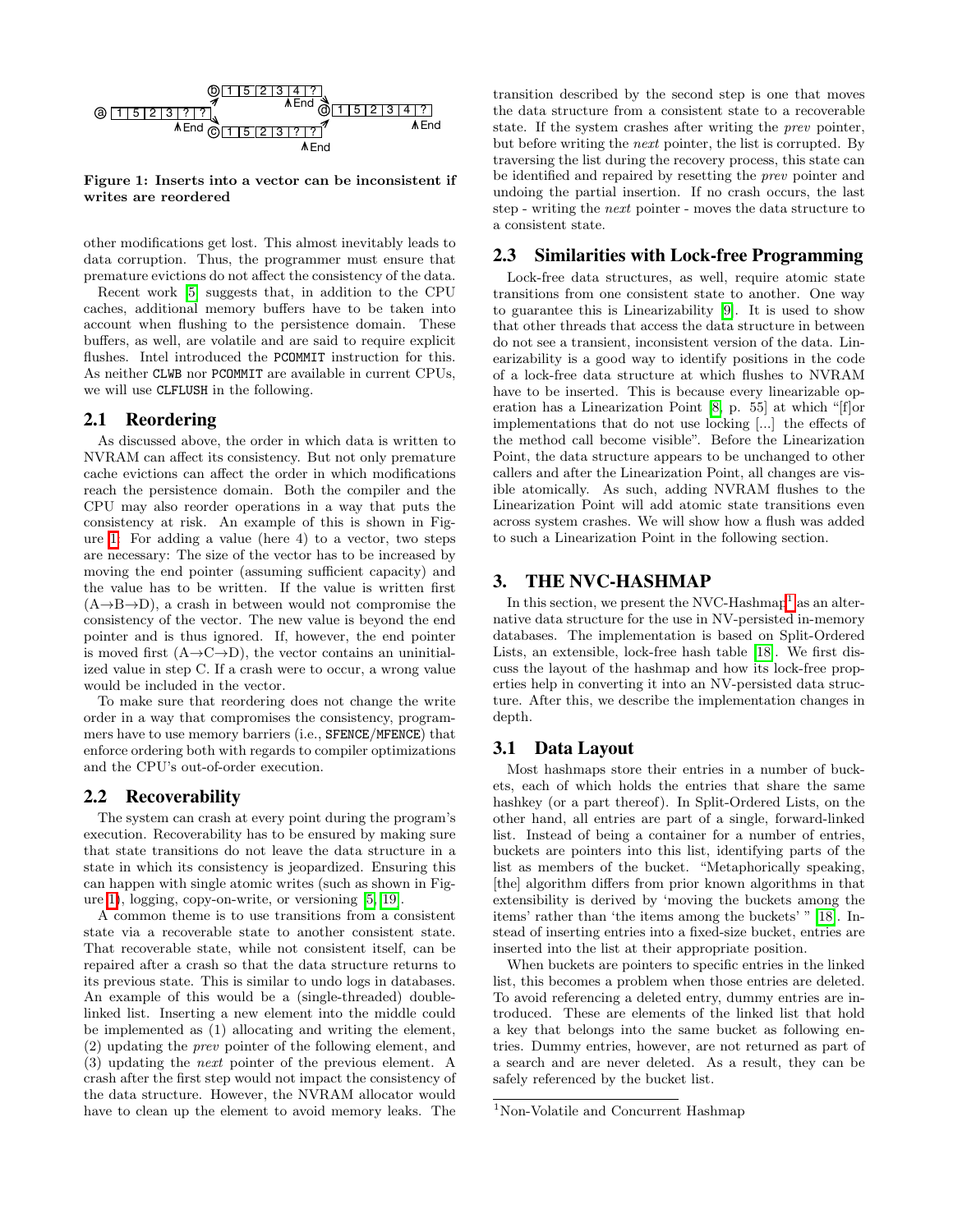a: 1 | 5 | 2 | 3 | ? | ? — End

b: 1 | 5 | 2 | 3 | 4 | ? — End

c: 1 | 5 | 2 | 3 | ? | ? — End

d: 1 | 5 | 2 | 3 | 4 | ? — End

**Figure 1: Inserts into a vector can be inconsistent if writes are reordered**

other modifications get lost. This almost inevitably leads to data corruption. Thus, the programmer must ensure that premature evictions do not affect the consistency of the data.

Recent work [5] suggests that, in addition to the CPU caches, additional memory buffers have to be taken into account when flushing to the persistence domain. These buffers, as well, are volatile and are said to require explicit flushes. Intel introduced the `PCOMMIT` instruction for this. As neither `CLWB` nor `PCOMMIT` are available in current CPUs, we will use `CLFLUSH` in the following.

## 2.1 Reordering

As discussed above, the order in which data is written to NVRAM can affect its consistency. But not only premature cache evictions can affect the order in which modifications reach the persistence domain. Both the compiler and the CPU may also reorder operations in a way that puts the consistency at risk. An example of this is shown in Figure 1. For adding a value (here 4) to a vector, two steps are necessary: The size of the vector has to be increased by moving the end pointer (assuming sufficient capacity) and the value has to be written. If the value is written first (A→B→D), a crash in between would not compromise the consistency of the vector. The new value is beyond the end pointer and is thus ignored. If, however, the end pointer is moved first (A→C→D), the vector contains an uninitialized value in step C. If a crash were to occur, a wrong value would be included in the vector.

To make sure that reordering does not change the write order in a way that compromises the consistency, programmers have to use memory barriers (i.e., `SFENCE`/`MFENCE`) that enforce ordering both with regards to compiler optimizations and the CPU's out-of-order execution.

## 2.2 Recoverability

The system can crash at every point during the program's execution. Recoverability has to be ensured by making sure that state transitions do not leave the data structure in a state in which its consistency is jeopardized. Ensuring this can happen with single atomic writes (such as shown in Figure 1), logging, copy-on-write, or versioning [5, 19].

A common theme is to use transitions from a consistent state via a recoverable state to another consistent state. That recoverable state, while not consistent itself, can be repaired after a crash so that the data structure returns to its previous state. This is similar to undo logs in databases. An example of this would be a (single-threaded) double-linked list. Inserting a new element into the middle could be implemented as (1) allocating and writing the element, (2) updating the *prev* pointer of the following element, and (3) updating the *next* pointer of the previous element. A crash after the first step would not impact the consistency of the data structure. However, the NVRAM allocator would have to clean up the element to avoid memory leaks. The transition described by the second step is one that moves the data structure from a consistent state to a recoverable state. If the system crashes after writing the *prev* pointer, but before writing the *next* pointer, the list is corrupted. By traversing the list during the recovery process, this state can be identified and repaired by resetting the *prev* pointer and undoing the partial insertion. If no crash occurs, the last step - writing the *next* pointer - moves the data structure to a consistent state.

## 2.3 Similarities with Lock-free Programming

Lock-free data structures, as well, require atomic state transitions from one consistent state to another. One way to guarantee this is Linearizability [9]. It is used to show that other threads that access the data structure in between do not see a transient, inconsistent version of the data. Linearizability is a good way to identify positions in the code of a lock-free data structure at which flushes to NVRAM have to be inserted. This is because every linearizable operation has a Linearization Point [8, p. 55] at which "[f]or implementations that do not use locking [...] the effects of the method call become visible". Before the Linearization Point, the data structure appears to be unchanged to other callers and after the Linearization Point, all changes are visible atomically. As such, adding NVRAM flushes to the Linearization Point will add atomic state transitions even across system crashes. We will show how a flush was added to such a Linearization Point in the following section.

# 3. THE NVC-HASHMAP

In this section, we present the NVC-Hashmap[1] as an alternative data structure for the use in NV-persisted in-memory databases. The implementation is based on Split-Ordered Lists, an extensible, lock-free hash table [18]. We first discuss the layout of the hashmap and how its lock-free properties help in converting it into an NV-persisted data structure. After this, we describe the implementation changes in depth.

## 3.1 Data Layout

Most hashmaps store their entries in a number of buckets, each of which holds the entries that share the same hashkey (or a part thereof). In Split-Ordered Lists, on the other hand, all entries are part of a single, forward-linked list. Instead of being a container for a number of entries, buckets are pointers into this list, identifying parts of the list as members of the bucket. "Metaphorically speaking, [the] algorithm differs from prior known algorithms in that extensibility is derived by 'moving the buckets among the items' rather than 'the items among the buckets' " [18]. Instead of inserting entries into a fixed-size bucket, entries are inserted into the list at their appropriate position.

When buckets are pointers to specific entries in the linked list, this becomes a problem when those entries are deleted. To avoid referencing a deleted entry, dummy entries are introduced. These are elements of the linked list that hold a key that belongs into the same bucket as following entries. Dummy entries, however, are not returned as part of a search and are never deleted. As a result, they can be safely referenced by the bucket list.

[1] Non-Volatile and Concurrent Hashmap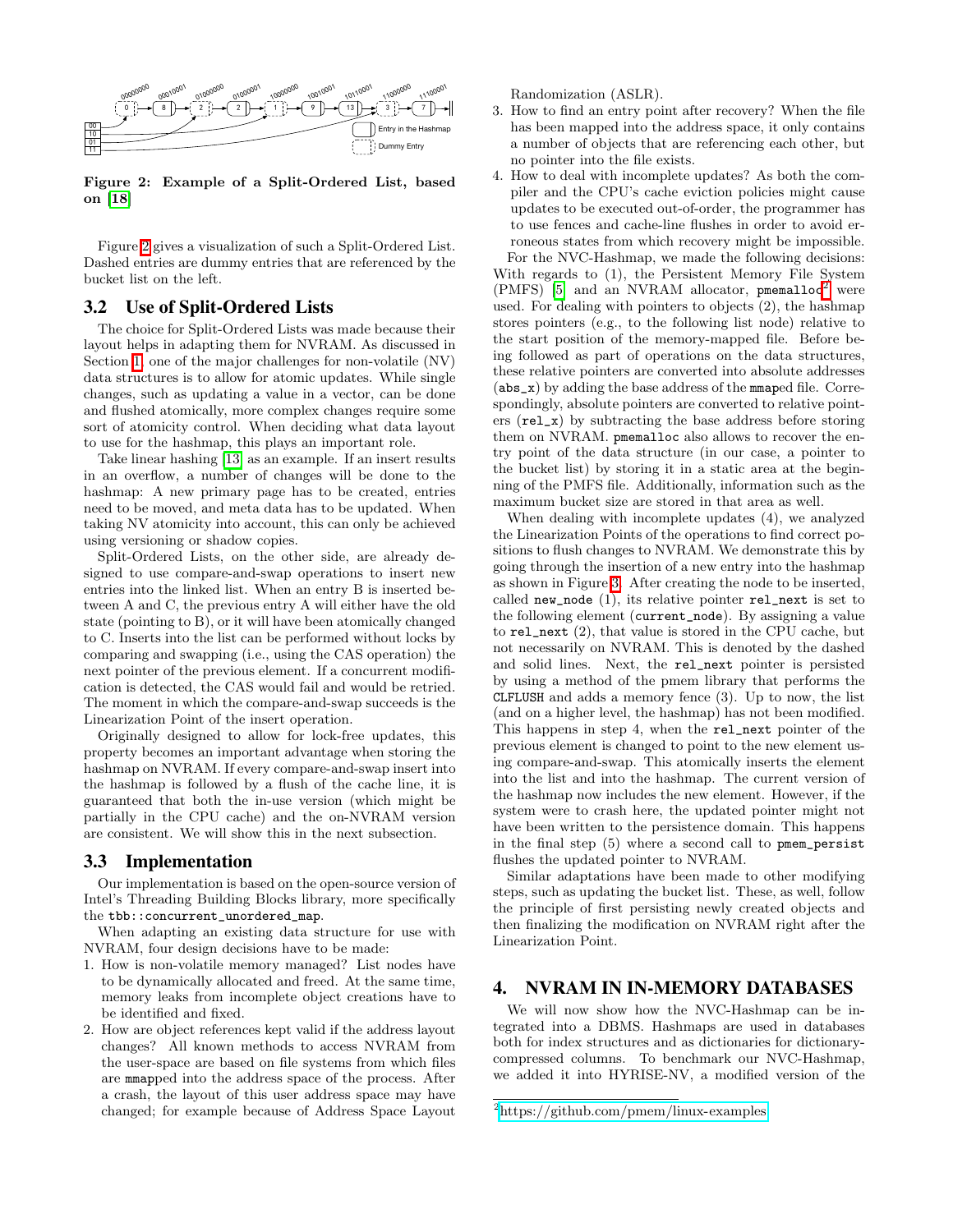00000000 00010001 01000000 01000001 10000000 10010001 10110001 11000000 11100001

0 8 2 2 1 9 13 3 7

00
10
01
11

Entry in the Hashmap

Dummy Entry

**Figure 2: Example of a Split-Ordered List, based on [18]**

Figure 2 gives a visualization of such a Split-Ordered List. Dashed entries are dummy entries that are referenced by the bucket list on the left.

## 3.2 Use of Split-Ordered Lists

The choice for Split-Ordered Lists was made because their layout helps in adapting them for NVRAM. As discussed in Section 1, one of the major challenges for non-volatile (NV) data structures is to allow for atomic updates. While single changes, such as updating a value in a vector, can be done and flushed atomically, more complex changes require some sort of atomicity control. When deciding what data layout to use for the hashmap, this plays an important role.

Take linear hashing [13] as an example. If an insert results in an overflow, a number of changes will be done to the hashmap: A new primary page has to be created, entries need to be moved, and meta data has to be updated. When taking NV atomicity into account, this can only be achieved using versioning or shadow copies.

Split-Ordered Lists, on the other side, are already designed to use compare-and-swap operations to insert new entries into the linked list. When an entry B is inserted between A and C, the previous entry A will either have the old state (pointing to B), or it will have been atomically changed to C. Inserts into the list can be performed without locks by comparing and swapping (i.e., using the CAS operation) the next pointer of the previous element. If a concurrent modification is detected, the CAS would fail and would be retried. The moment in which the compare-and-swap succeeds is the Linearization Point of the insert operation.

Originally designed to allow for lock-free updates, this property becomes an important advantage when storing the hashmap on NVRAM. If every compare-and-swap insert into the hashmap is followed by a flush of the cache line, it is guaranteed that both the in-use version (which might be partially in the CPU cache) and the on-NVRAM version are consistent. We will show this in the next subsection.

## 3.3 Implementation

Our implementation is based on the open-source version of Intel's Threading Building Blocks library, more specifically the `tbb::concurrent_unordered_map`.

When adapting an existing data structure for use with NVRAM, four design decisions have to be made:

1. How is non-volatile memory managed? List nodes have to be dynamically allocated and freed. At the same time, memory leaks from incomplete object creations have to be identified and fixed.
2. How are object references kept valid if the address layout changes? All known methods to access NVRAM from the user-space are based on file systems from which files are `mmap`ped into the address space of the process. After a crash, the layout of this user address space may have changed; for example because of Address Space Layout Randomization (ASLR).
3. How to find an entry point after recovery? When the file has been mapped into the address space, it only contains a number of objects that are referencing each other, but no pointer into the file exists.
4. How to deal with incomplete updates? As both the compiler and the CPU's cache eviction policies might cause updates to be executed out-of-order, the programmer has to use fences and cache-line flushes in order to avoid erroneous states from which recovery might be impossible.

For the NVC-Hashmap, we made the following decisions: With regards to (1), the Persistent Memory File System (PMFS) [5] and an NVRAM allocator, `pmemalloc`[2] were used. For dealing with pointers to objects (2), the hashmap stores pointers (e.g., to the following list node) relative to the start position of the memory-mapped file. Before being followed as part of operations on the data structures, these relative pointers are converted into absolute addresses (`abs_x`) by adding the base address of the `mmap`ed file. Correspondingly, absolute pointers are converted to relative pointers (`rel_x`) by subtracting the base address before storing them on NVRAM. `pmemalloc` also allows to recover the entry point of the data structure (in our case, a pointer to the bucket list) by storing it in a static area at the beginning of the PMFS file. Additionally, information such as the maximum bucket size are stored in that area as well.

When dealing with incomplete updates (4), we analyzed the Linearization Points of the operations to find correct positions to flush changes to NVRAM. We demonstrate this by going through the insertion of a new entry into the hashmap as shown in Figure 3. After creating the node to be inserted, called `new_node` (1), its relative pointer `rel_next` is set to the following element (`current_node`). By assigning a value to `rel_next` (2), that value is stored in the CPU cache, but not necessarily on NVRAM. This is denoted by the dashed and solid lines. Next, the `rel_next` pointer is persisted by using a method of the pmem library that performs the `CLFLUSH` and adds a memory fence (3). Up to now, the list (and on a higher level, the hashmap) has not been modified. This happens in step 4, when the `rel_next` pointer of the previous element is changed to point to the new element using compare-and-swap. This atomically inserts the element into the list and into the hashmap. The current version of the hashmap now includes the new element. However, if the system were to crash here, the updated pointer might not have been written to the persistence domain. This happens in the final step (5) where a second call to `pmem_persist` flushes the updated pointer to NVRAM.

Similar adaptations have been made to other modifying steps, such as updating the bucket list. These, as well, follow the principle of first persisting newly created objects and then finalizing the modification on NVRAM right after the Linearization Point.

# 4. NVRAM IN IN-MEMORY DATABASES

We will now show how the NVC-Hashmap can be integrated into a DBMS. Hashmaps are used in databases both for index structures and as dictionaries for dictionary-compressed columns. To benchmark our NVC-Hashmap, we added it into HYRISE-NV, a modified version of the

[2] https://github.com/pmem/linux-examples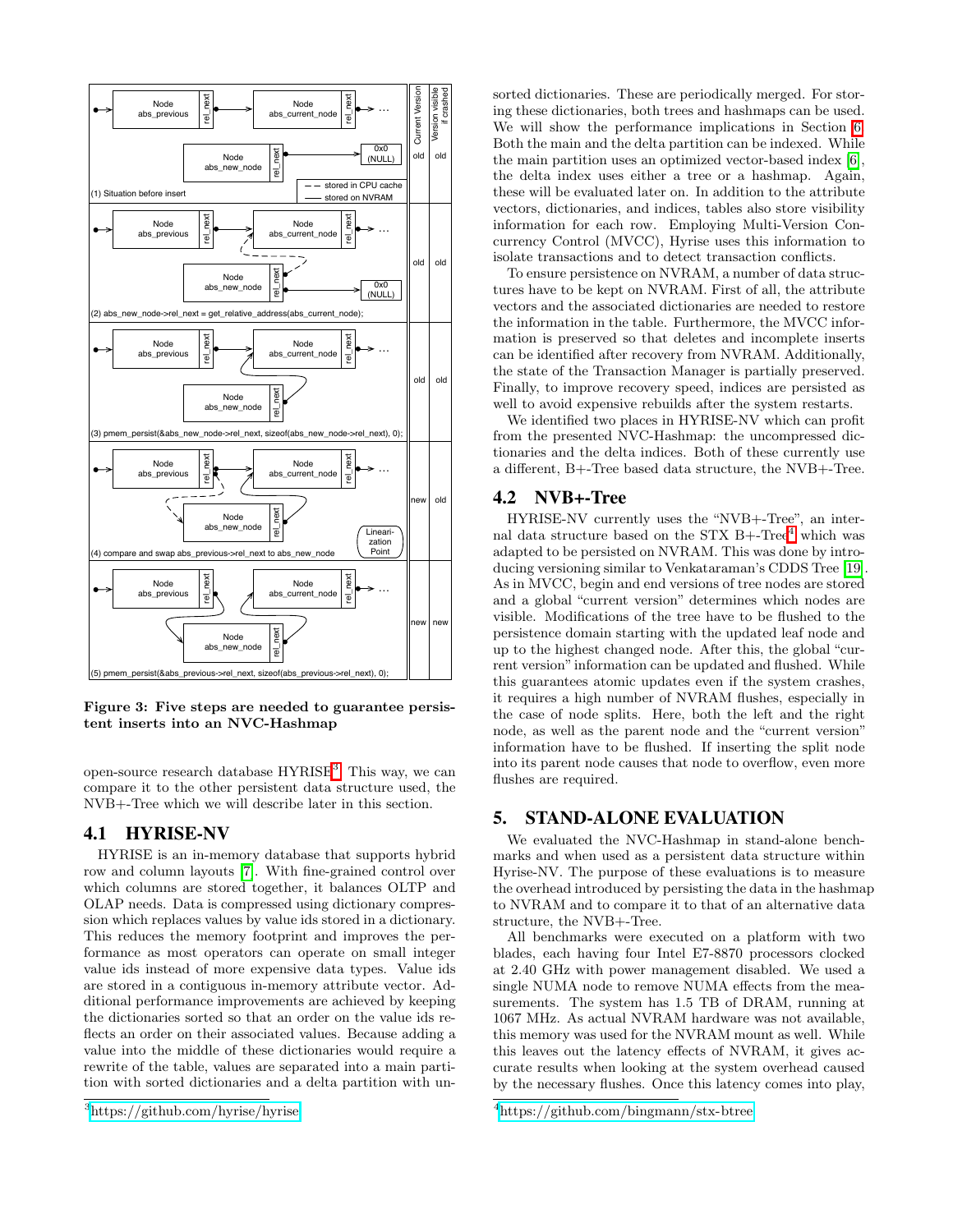(1) Situation before insert

(2) abs_new_node->rel_next = get_relative_address(abs_current_node);

(3) pmem_persist(&abs_new_node->rel_next, sizeof(abs_new_node->rel_next), 0);

(4) compare and swap abs_previous->rel_next to abs_new_node

(5) pmem_persist(&abs_previous->rel_next, sizeof(abs_previous->rel_next), 0);

Node abs_previous

Node abs_current_node

Node abs_new_node

rel_next

0x0 (NULL)

stored in CPU cache

stored on NVRAM

Lineari-zation Point

Current Version

Version visible if crashed

old old

old old

old old

new old

new new

**Figure 3: Five steps are needed to guarantee persistent inserts into an NVC-Hashmap**

open-source research database HYRISE[3]. This way, we can compare it to the other persistent data structure used, the NVB+-Tree which we will describe later in this section.

## 4.1 HYRISE-NV

HYRISE is an in-memory database that supports hybrid row and column layouts [7]. With fine-grained control over which columns are stored together, it balances OLTP and OLAP needs. Data is compressed using dictionary compression which replaces values by value ids stored in a dictionary. This reduces the memory footprint and improves the performance as most operators can operate on small integer value ids instead of more expensive data types. Value ids are stored in a contiguous in-memory attribute vector. Additional performance improvements are achieved by keeping the dictionaries sorted so that an order on the value ids reflects an order on their associated values. Because adding a value into the middle of these dictionaries would require a rewrite of the table, values are separated into a main partition with sorted dictionaries and a delta partition with unsorted dictionaries. These are periodically merged. For storing these dictionaries, both trees and hashmaps can be used. We will show the performance implications in Section 6. Both the main and the delta partition can be indexed. While the main partition uses an optimized vector-based index [6], the delta index uses either a tree or a hashmap. Again, these will be evaluated later on. In addition to the attribute vectors, dictionaries, and indices, tables also store visibility information for each row. Employing Multi-Version Concurrency Control (MVCC), Hyrise uses this information to isolate transactions and to detect transaction conflicts.

To ensure persistence on NVRAM, a number of data structures have to be kept on NVRAM. First of all, the attribute vectors and the associated dictionaries are needed to restore the information in the table. Furthermore, the MVCC information is preserved so that deletes and incomplete inserts can be identified after recovery from NVRAM. Additionally, the state of the Transaction Manager is partially preserved. Finally, to improve recovery speed, indices are persisted as well to avoid expensive rebuilds after the system restarts.

We identified two places in HYRISE-NV which can profit from the presented NVC-Hashmap: the uncompressed dictionaries and the delta indices. Both of these currently use a different, B+-Tree based data structure, the NVB+-Tree.

## 4.2 NVB+-Tree

HYRISE-NV currently uses the "NVB+-Tree", an internal data structure based on the STX B+-Tree[4] which was adapted to be persisted on NVRAM. This was done by introducing versioning similar to Venkataraman's CDDS Tree [19]. As in MVCC, begin and end versions of tree nodes are stored and a global "current version" determines which nodes are visible. Modifications of the tree have to be flushed to the persistence domain starting with the updated leaf node and up to the highest changed node. After this, the global "current version" information can be updated and flushed. While this guarantees atomic updates even if the system crashes, it requires a high number of NVRAM flushes, especially in the case of node splits. Here, both the left and the right node, as well as the parent node and the "current version" information have to be flushed. If inserting the split node into its parent node causes that node to overflow, even more flushes are required.

# 5. STAND-ALONE EVALUATION

We evaluated the NVC-Hashmap in stand-alone benchmarks and when used as a persistent data structure within Hyrise-NV. The purpose of these evaluations is to measure the overhead introduced by persisting the data in the hashmap to NVRAM and to compare it to that of an alternative data structure, the NVB+-Tree.

All benchmarks were executed on a platform with two blades, each having four Intel E7-8870 processors clocked at 2.40 GHz with power management disabled. We used a single NUMA node to remove NUMA effects from the measurements. The system has 1.5 TB of DRAM, running at 1067 MHz. As actual NVRAM hardware was not available, this memory was used for the NVRAM mount as well. While this leaves out the latency effects of NVRAM, it gives accurate results when looking at the system overhead caused by the necessary flushes. Once this latency comes into play,

[3] https://github.com/hyrise/hyrise

[4] https://github.com/bingmann/stx-btree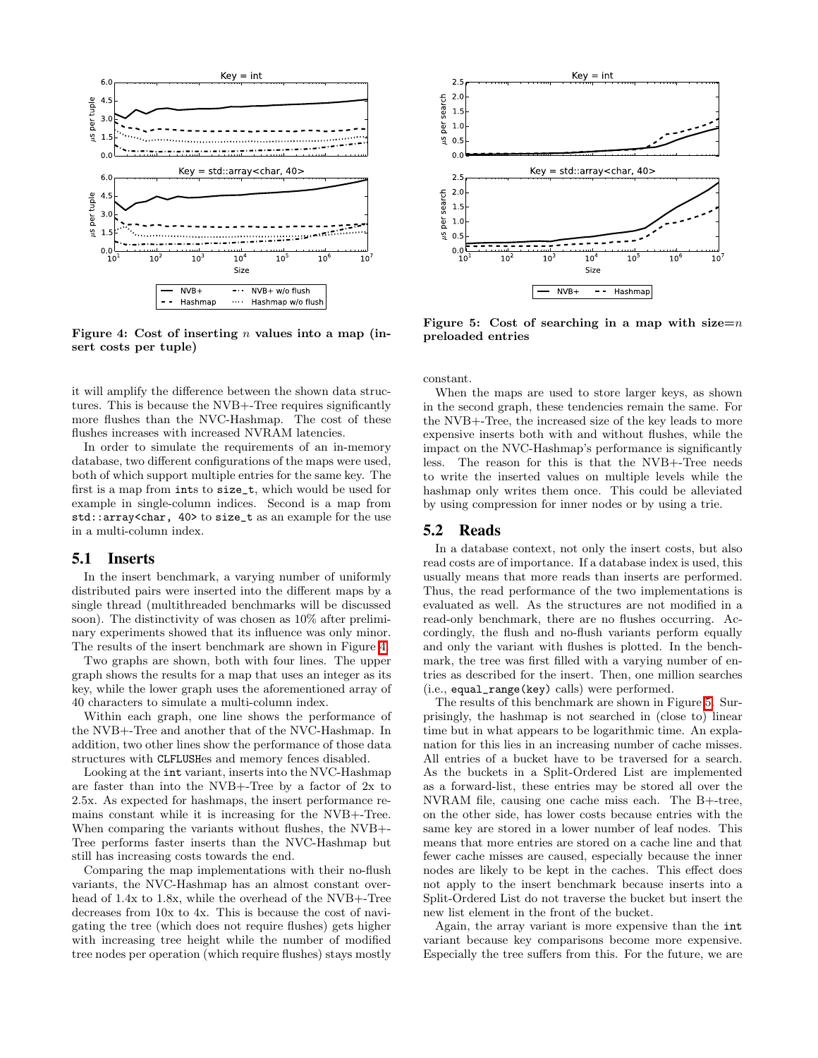Key = int

6.0
4.5
3.0
1.5
0.0

μs per tuple

Key = std::array<char, 40>

6.0
4.5
3.0
1.5
0.0

μs per tuple

$10^1$ $10^2$ $10^3$ $10^4$ $10^5$ $10^6$ $10^7$

Size

NVB+ — NVB+ w/o flush — Hashmap — Hashmap w/o flush

**Figure 4: Cost of inserting $n$ values into a map (insert costs per tuple)**

Key = int

2.5
2.0
1.5
1.0
0.5
0.0

μs per search

Key = std::array<char, 40>

2.5
2.0
1.5
1.0
0.5
0.0

μs per search

$10^1$ $10^2$ $10^3$ $10^4$ $10^5$ $10^6$ $10^7$

Size

NVB+ — Hashmap

**Figure 5: Cost of searching in a map with size=$n$ preloaded entries**

it will amplify the difference between the shown data structures. This is because the NVB+-Tree requires significantly more flushes than the NVC-Hashmap. The cost of these flushes increases with increased NVRAM latencies.

In order to simulate the requirements of an in-memory database, two different configurations of the maps were used, both of which support multiple entries for the same key. The first is a map from `int`s to `size_t`, which would be used for example in single-column indices. Second is a map from `std::array<char, 40>` to `size_t` as an example for the use in a multi-column index.

## 5.1 Inserts

In the insert benchmark, a varying number of uniformly distributed pairs were inserted into the different maps by a single thread (multithreaded benchmarks will be discussed soon). The distinctivity of was chosen as 10% after preliminary experiments showed that its influence was only minor. The results of the insert benchmark are shown in Figure 4.

Two graphs are shown, both with four lines. The upper graph shows the results for a map that uses an integer as its key, while the lower graph uses the aforementioned array of 40 characters to simulate a multi-column index.

Within each graph, one line shows the performance of the NVB+-Tree and another that of the NVC-Hashmap. In addition, two other lines show the performance of those data structures with `CLFLUSH`es and memory fences disabled.

Looking at the `int` variant, inserts into the NVC-Hashmap are faster than into the NVB+-Tree by a factor of 2x to 2.5x. As expected for hashmaps, the insert performance remains constant while it is increasing for the NVB+-Tree. When comparing the variants without flushes, the NVB+-Tree performs faster inserts than the NVC-Hashmap but still has increasing costs towards the end.

Comparing the map implementations with their no-flush variants, the NVC-Hashmap has an almost constant overhead of 1.4x to 1.8x, while the overhead of the NVB+-Tree decreases from 10x to 4x. This is because the cost of navigating the tree (which does not require flushes) gets higher with increasing tree height while the number of modified tree nodes per operation (which require flushes) stays mostly constant.

When the maps are used to store larger keys, as shown in the second graph, these tendencies remain the same. For the NVB+-Tree, the increased size of the key leads to more expensive inserts both with and without flushes, while the impact on the NVC-Hashmap's performance is significantly less. The reason for this is that the NVB+-Tree needs to write the inserted values on multiple levels while the hashmap only writes them once. This could be alleviated by using compression for inner nodes or by using a trie.

## 5.2 Reads

In a database context, not only the insert costs, but also read costs are of importance. If a database index is used, this usually means that more reads than inserts are performed. Thus, the read performance of the two implementations is evaluated as well. As the structures are not modified in a read-only benchmark, there are no flushes occurring. Accordingly, the flush and no-flush variants perform equally and only the variant with flushes is plotted. In the benchmark, the tree was first filled with a varying number of entries as described for the insert. Then, one million searches (i.e., `equal_range(key)` calls) were performed.

The results of this benchmark are shown in Figure 5. Surprisingly, the hashmap is not searched in (close to) linear time but in what appears to be logarithmic time. An explanation for this lies in an increasing number of cache misses. All entries of a bucket have to be traversed for a search. As the buckets in a Split-Ordered List are implemented as a forward-list, these entries may be stored all over the NVRAM file, causing one cache miss each. The B+-tree, on the other side, has lower costs because entries with the same key are stored in a lower number of leaf nodes. This means that more entries are stored on a cache line and that fewer cache misses are caused, especially because the inner nodes are likely to be kept in the caches. This effect does not apply to the insert benchmark because inserts into a Split-Ordered List do not traverse the bucket but insert the new list element in the front of the bucket.

Again, the array variant is more expensive than the `int` variant because key comparisons become more expensive. Especially the tree suffers from this. For the future, we are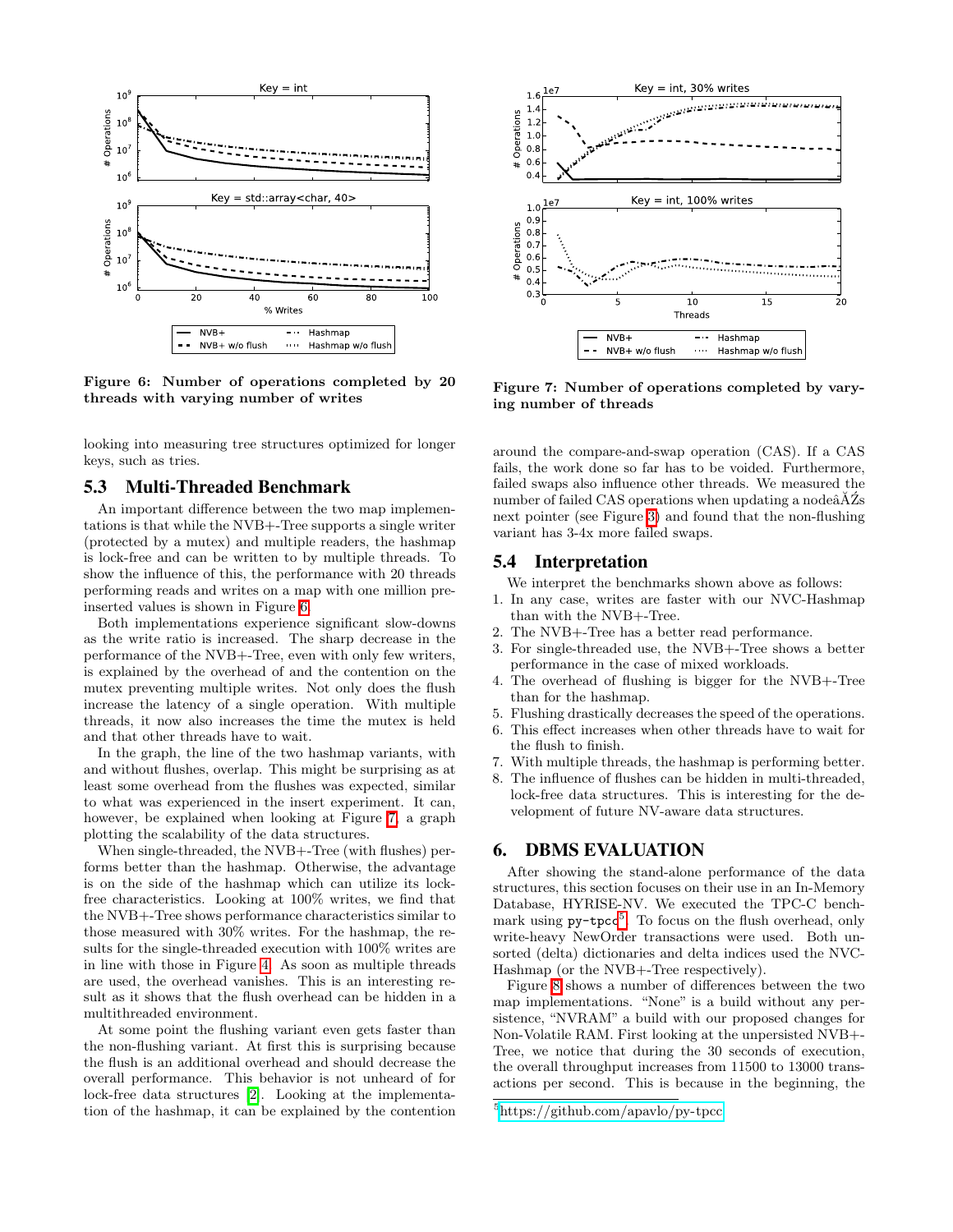Figure 6: Number of operations completed by 20 threads with varying number of writes

Figure 7: Number of operations completed by varying number of threads

looking into measuring tree structures optimized for longer keys, such as tries.

### 5.3 Multi-Threaded Benchmark

An important difference between the two map implementations is that while the NVB+-Tree supports a single writer (protected by a mutex) and multiple readers, the hashmap is lock-free and can be written to by multiple threads. To show the influence of this, the performance with 20 threads performing reads and writes on a map with one million pre-inserted values is shown in Figure 6.

Both implementations experience significant slow-downs as the write ratio is increased. The sharp decrease in the performance of the NVB+-Tree, even with only few writers, is explained by the overhead of and the contention on the mutex preventing multiple writes. Not only does the flush increase the latency of a single operation. With multiple threads, it now also increases the time the mutex is held and that other threads have to wait.

In the graph, the line of the two hashmap variants, with and without flushes, overlap. This might be surprising as at least some overhead from the flushes was expected, similar to what was experienced in the insert experiment. It can, however, be explained when looking at Figure 7, a graph plotting the scalability of the data structures.

When single-threaded, the NVB+-Tree (with flushes) performs better than the hashmap. Otherwise, the advantage is on the side of the hashmap which can utilize its lock-free characteristics. Looking at 100% writes, we find that the NVB+-Tree shows performance characteristics similar to those measured with 30% writes. For the hashmap, the results for the single-threaded execution with 100% writes are in line with those in Figure 4. As soon as multiple threads are used, the overhead vanishes. This is an interesting result as it shows that the flush overhead can be hidden in a multithreaded environment.

At some point the flushing variant even gets faster than the non-flushing variant. At first this is surprising because the flush is an additional overhead and should decrease the overall performance. This behavior is not unheard of for lock-free data structures [2]. Looking at the implementation of the hashmap, it can be explained by the contention around the compare-and-swap operation (CAS). If a CAS fails, the work done so far has to be voided. Furthermore, failed swaps also influence other threads. We measured the number of failed CAS operations when updating a nodeâĂŹs next pointer (see Figure 3) and found that the non-flushing variant has 3-4x more failed swaps.

### 5.4 Interpretation

We interpret the benchmarks shown above as follows:

1. In any case, writes are faster with our NVC-Hashmap than with the NVB+-Tree.
2. The NVB+-Tree has a better read performance.
3. For single-threaded use, the NVB+-Tree shows a better performance in the case of mixed workloads.
4. The overhead of flushing is bigger for the NVB+-Tree than for the hashmap.
5. Flushing drastically decreases the speed of the operations.
6. This effect increases when other threads have to wait for the flush to finish.
7. With multiple threads, the hashmap is performing better.
8. The influence of flushes can be hidden in multi-threaded, lock-free data structures. This is interesting for the development of future NV-aware data structures.

## 6. DBMS EVALUATION

After showing the stand-alone performance of the data structures, this section focuses on their use in an In-Memory Database, HYRISE-NV. We executed the TPC-C benchmark using `py-tpcc`[5]. To focus on the flush overhead, only write-heavy NewOrder transactions were used. Both unsorted (delta) dictionaries and delta indices used the NVC-Hashmap (or the NVB+-Tree respectively).

Figure 8 shows a number of differences between the two map implementations. "None" is a build without any persistence, "NVRAM" a build with our proposed changes for Non-Volatile RAM. First looking at the unpersisted NVB+-Tree, we notice that during the 30 seconds of execution, the overall throughput increases from 11500 to 13000 transactions per second. This is because in the beginning, the

[5] https://github.com/apavlo/py-tpcc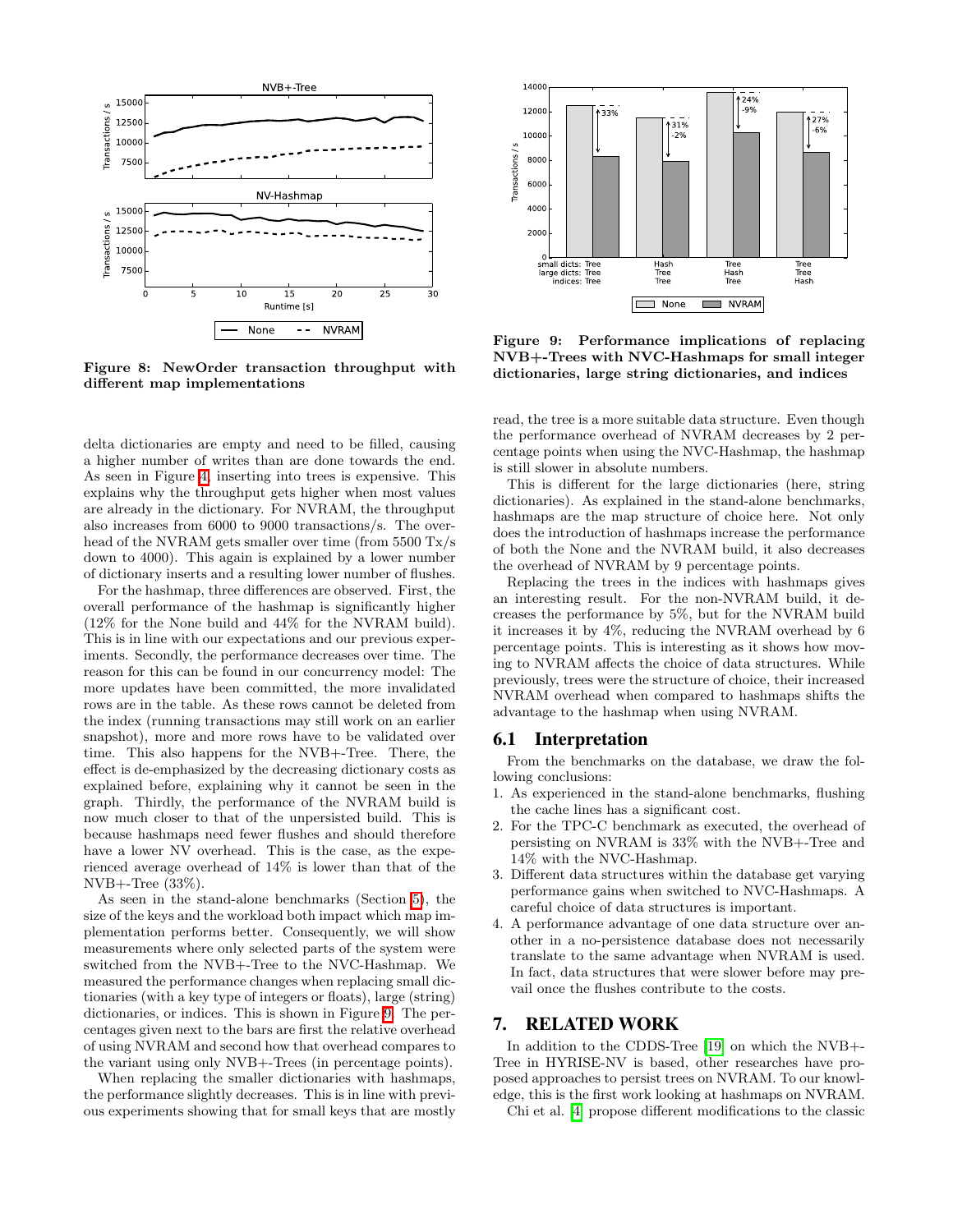Figure 8: NewOrder transaction throughput with different map implementations

Figure 9: Performance implications of replacing NVB+-Trees with NVC-Hashmaps for small integer dictionaries, large string dictionaries, and indices

delta dictionaries are empty and need to be filled, causing a higher number of writes than are done towards the end. As seen in Figure 4, inserting into trees is expensive. This explains why the throughput gets higher when most values are already in the dictionary. For NVRAM, the throughput also increases from 6000 to 9000 transactions/s. The overhead of the NVRAM gets smaller over time (from 5500 Tx/s down to 4000). This again is explained by a lower number of dictionary inserts and a resulting lower number of flushes.

For the hashmap, three differences are observed. First, the overall performance of the hashmap is significantly higher (12% for the None build and 44% for the NVRAM build). This is in line with our expectations and our previous experiments. Secondly, the performance decreases over time. The reason for this can be found in our concurrency model: The more updates have been committed, the more invalidated rows are in the table. As these rows cannot be deleted from the index (running transactions may still work on an earlier snapshot), more and more rows have to be validated over time. This also happens for the NVB+-Tree. There, the effect is de-emphasized by the decreasing dictionary costs as explained before, explaining why it cannot be seen in the graph. Thirdly, the performance of the NVRAM build is now much closer to that of the unpersisted build. This is because hashmaps need fewer flushes and should therefore have a lower NV overhead. This is the case, as the experienced average overhead of 14% is lower than that of the NVB+-Tree (33%).

As seen in the stand-alone benchmarks (Section 5), the size of the keys and the workload both impact which map implementation performs better. Consequently, we will show measurements where only selected parts of the system were switched from the NVB+-Tree to the NVC-Hashmap. We measured the performance changes when replacing small dictionaries (with a key type of integers or floats), large (string) dictionaries, or indices. This is shown in Figure 9. The percentages given next to the bars are first the relative overhead of using NVRAM and second how that overhead compares to the variant using only NVB+-Trees (in percentage points).

When replacing the smaller dictionaries with hashmaps, the performance slightly decreases. This is in line with previous experiments showing that for small keys that are mostly read, the tree is a more suitable data structure. Even though the performance overhead of NVRAM decreases by 2 percentage points when using the NVC-Hashmap, the hashmap is still slower in absolute numbers.

This is different for the large dictionaries (here, string dictionaries). As explained in the stand-alone benchmarks, hashmaps are the map structure of choice here. Not only does the introduction of hashmaps increase the performance of both the None and the NVRAM build, it also decreases the overhead of NVRAM by 9 percentage points.

Replacing the trees in the indices with hashmaps gives an interesting result. For the non-NVRAM build, it decreases the performance by 5%, but for the NVRAM build it increases it by 4%, reducing the NVRAM overhead by 6 percentage points. This is interesting as it shows how moving to NVRAM affects the choice of data structures. While previously, trees were the structure of choice, their increased NVRAM overhead when compared to hashmaps shifts the advantage to the hashmap when using NVRAM.

## 6.1 Interpretation

From the benchmarks on the database, we draw the following conclusions:

1. As experienced in the stand-alone benchmarks, flushing the cache lines has a significant cost.
2. For the TPC-C benchmark as executed, the overhead of persisting on NVRAM is 33% with the NVB+-Tree and 14% with the NVC-Hashmap.
3. Different data structures within the database get varying performance gains when switched to NVC-Hashmaps. A careful choice of data structures is important.
4. A performance advantage of one data structure over another in a no-persistence database does not necessarily translate to the same advantage when NVRAM is used. In fact, data structures that were slower before may prevail once the flushes contribute to the costs.

# 7. RELATED WORK

In addition to the CDDS-Tree [19] on which the NVB+-Tree in HYRISE-NV is based, other researches have proposed approaches to persist trees on NVRAM. To our knowledge, this is the first work looking at hashmaps on NVRAM.

Chi et al. [4] propose different modifications to the classic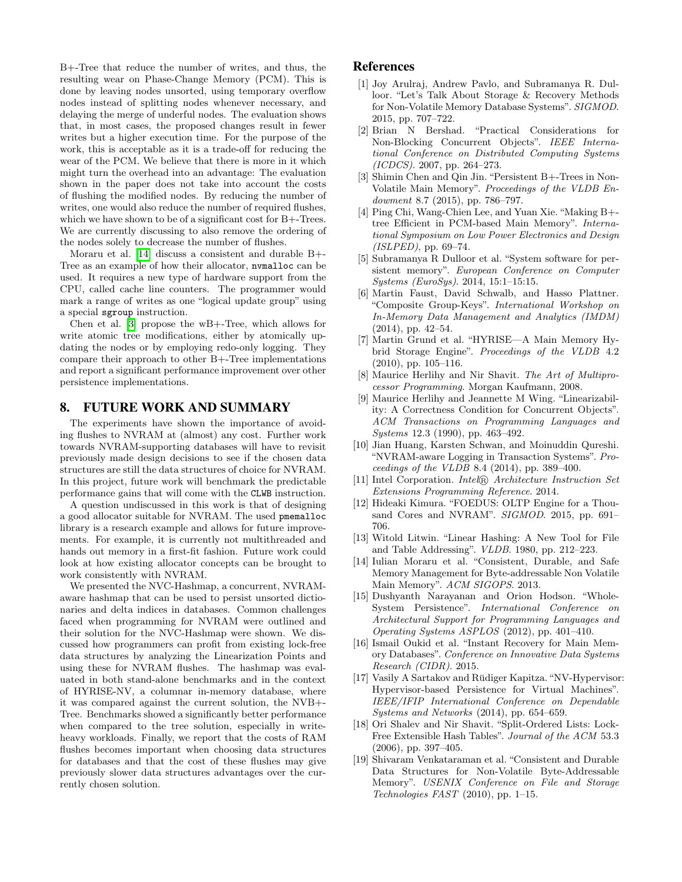B+-Tree that reduce the number of writes, and thus, the resulting wear on Phase-Change Memory (PCM). This is done by leaving nodes unsorted, using temporary overflow nodes instead of splitting nodes whenever necessary, and delaying the merge of underful nodes. The evaluation shows that, in most cases, the proposed changes result in fewer writes but a higher execution time. For the purpose of the work, this is acceptable as it is a trade-off for reducing the wear of the PCM. We believe that there is more in it which might turn the overhead into an advantage: The evaluation shown in the paper does not take into account the costs of flushing the modified nodes. By reducing the number of writes, one would also reduce the number of required flushes, which we have shown to be of a significant cost for B+-Trees. We are currently discussing to also remove the ordering of the nodes solely to decrease the number of flushes.

Moraru et al. [14] discuss a consistent and durable B+-Tree as an example of how their allocator, `nvmalloc` can be used. It requires a new type of hardware support from the CPU, called cache line counters. The programmer would mark a range of writes as one "logical update group" using a special `sgroup` instruction.

Chen et al. [3] propose the wB+-Tree, which allows for write atomic tree modifications, either by atomically updating the nodes or by employing redo-only logging. They compare their approach to other B+-Tree implementations and report a significant performance improvement over other persistence implementations.

## 8. FUTURE WORK AND SUMMARY

The experiments have shown the importance of avoiding flushes to NVRAM at (almost) any cost. Further work towards NVRAM-supporting databases will have to revisit previously made design decisions to see if the chosen data structures are still the data structures of choice for NVRAM. In this project, future work will benchmark the predictable performance gains that will come with the `CLWB` instruction.

A question undiscussed in this work is that of designing a good allocator suitable for NVRAM. The used `pmemalloc` library is a research example and allows for future improvements. For example, it is currently not multithreaded and hands out memory in a first-fit fashion. Future work could look at how existing allocator concepts can be brought to work consistently with NVRAM.

We presented the NVC-Hashmap, a concurrent, NVRAM-aware hashmap that can be used to persist unsorted dictionaries and delta indices in databases. Common challenges faced when programming for NVRAM were outlined and their solution for the NVC-Hashmap were shown. We discussed how programmers can profit from existing lock-free data structures by analyzing the Linearization Points and using these for NVRAM flushes. The hashmap was evaluated in both stand-alone benchmarks and in the context of HYRISE-NV, a columnar in-memory database, where it was compared against the current solution, the NVB+-Tree. Benchmarks showed a significantly better performance when compared to the tree solution, especially in write-heavy workloads. Finally, we report that the costs of RAM flushes becomes important when choosing data structures for databases and that the cost of these flushes may give previously slower data structures advantages over the currently chosen solution.

## References

[1] Joy Arulraj, Andrew Pavlo, and Subramanya R. Dulloor. "Let's Talk About Storage & Recovery Methods for Non-Volatile Memory Database Systems". *SIGMOD*. 2015, pp. 707–722.

[2] Brian N Bershad. "Practical Considerations for Non-Blocking Concurrent Objects". *IEEE International Conference on Distributed Computing Systems (ICDCS)*. 2007, pp. 264–273.

[3] Shimin Chen and Qin Jin. "Persistent B+-Trees in Non-Volatile Main Memory". *Proceedings of the VLDB Endowment* 8.7 (2015), pp. 786–797.

[4] Ping Chi, Wang-Chien Lee, and Yuan Xie. "Making B+-tree Efficient in PCM-based Main Memory". *International Symposium on Low Power Electronics and Design (ISLPED)*, pp. 69–74.

[5] Subramanya R Dulloor et al. "System software for persistent memory". *European Conference on Computer Systems (EuroSys)*. 2014, 15:1–15:15.

[6] Martin Faust, David Schwalb, and Hasso Plattner. "Composite Group-Keys". *International Workshop on In-Memory Data Management and Analytics (IMDM)* (2014), pp. 42–54.

[7] Martin Grund et al. "HYRISE—A Main Memory Hybrid Storage Engine". *Proceedings of the VLDB* 4.2 (2010), pp. 105–116.

[8] Maurice Herlihy and Nir Shavit. *The Art of Multiprocessor Programming*. Morgan Kaufmann, 2008.

[9] Maurice Herlihy and Jeannette M Wing. "Linearizability: A Correctness Condition for Concurrent Objects". *ACM Transactions on Programming Languages and Systems* 12.3 (1990), pp. 463–492.

[10] Jian Huang, Karsten Schwan, and Moinuddin Qureshi. "NVRAM-aware Logging in Transaction Systems". *Proceedings of the VLDB* 8.4 (2014), pp. 389–400.

[11] Intel Corporation. *Intel® Architecture Instruction Set Extensions Programming Reference*. 2014.

[12] Hideaki Kimura. "FOEDUS: OLTP Engine for a Thousand Cores and NVRAM". *SIGMOD*. 2015, pp. 691–706.

[13] Witold Litwin. "Linear Hashing: A New Tool for File and Table Addressing". *VLDB*. 1980, pp. 212–223.

[14] Iulian Moraru et al. "Consistent, Durable, and Safe Memory Management for Byte-addressable Non Volatile Main Memory". *ACM SIGOPS*. 2013.

[15] Dushyanth Narayanan and Orion Hodson. "Whole-System Persistence". *International Conference on Architectural Support for Programming Languages and Operating Systems ASPLOS* (2012), pp. 401–410.

[16] Ismail Oukid et al. "Instant Recovery for Main Memory Databases". *Conference on Innovative Data Systems Research (CIDR)*. 2015.

[17] Vasily A Sartakov and Rüdiger Kapitza. "NV-Hypervisor: Hypervisor-based Persistence for Virtual Machines". *IEEE/IFIP International Conference on Dependable Systems and Networks* (2014), pp. 654–659.

[18] Ori Shalev and Nir Shavit. "Split-Ordered Lists: Lock-Free Extensible Hash Tables". *Journal of the ACM* 53.3 (2006), pp. 397–405.

[19] Shivaram Venkataraman et al. "Consistent and Durable Data Structures for Non-Volatile Byte-Addressable Memory". *USENIX Conference on File and Storage Technologies FAST* (2010), pp. 1–15.